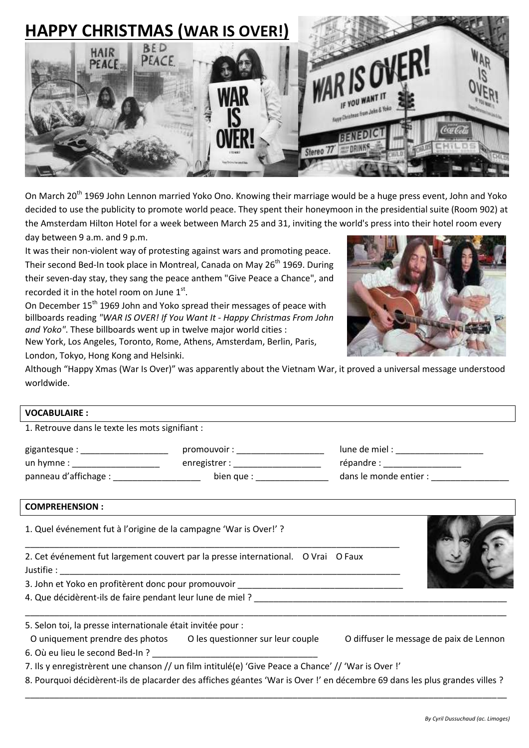# HAPPY CHRISTMAS (WAR IS OVER!)

On March 20th 1969 John Lennon married Yoko Ono. Knowing their marriage would be a huge press event, John and Yoko decided to use the publicity to promote world peace. They spent their honeymoon in the presidential suite (Room 902) at the Amsterdam Hilton Hotel for a week between March 25 and 31, inviting the world's press into their hotel room every day between 9 a.m. and 9 p.m.

It was their non-violent way of protesting against wars and promoting peace. Their second Bed-In took place in Montreal, Canada on May 26th 1969. During their seven-day stay, they sang the peace anthem "Give Peace a Chance", and recorded it in the hotel room on June 1st.

On December 15th 1969 John and Yoko spread their messages of peace with billboards reading *"WAR IS OVER! If You Want It - Happy Christmas From John and Yoko"*. These billboards went up in twelve major world cities : New York, Los Angeles, Toronto, Rome, Athens, Amsterdam, Berlin, Paris, London, Tokyo, Hong Kong and Helsinki.

Although "Happy Xmas (War Is Over)" was apparently about the Vietnam War, it proved a universal message understood worldwide.

**VOCABULAIRE :**

1. Retrouve dans le texte les mots signifiant :

gigantesque : __________________ promouvoir : __________________ lune de miel : __________________

un hymne : __________________ enregistrer : __________________ répandre : ________________

panneau d'affichage : __________________ bien que : _______________ dans le monde entier : ________________

**COMPREHENSION :**

1. Quel événement fut à l'origine de la campagne 'War is Over!' ?

_______________________________________________________________________________

2. Cet événement fut largement couvert par la presse international. O Vrai O Faux

Justifie : _______________________________________________________________________

3. John et Yoko en profitèrent donc pour promouvoir ___________________________________

4. Que décidèrent-ils de faire pendant leur lune de miel ? ______________________________________________________

_______________________________________________________________________________________________________

5. Selon toi, la presse internationale était invitée pour :

O uniquement prendre des photos O les questionner sur leur couple O diffuser le message de paix de Lennon

6. Où eu lieu le second Bed-In ? ___________________________________

7. Ils y enregistrèrent une chanson // un film intitulé(e) 'Give Peace a Chance' // 'War is Over !'

8. Pourquoi décidèrent-ils de placarder des affiches géantes 'War is Over !' en décembre 69 dans les plus grandes villes ?

_______________________________________________________________________________________________________

*By Cyril Dussuchaud (ac. Limoges)*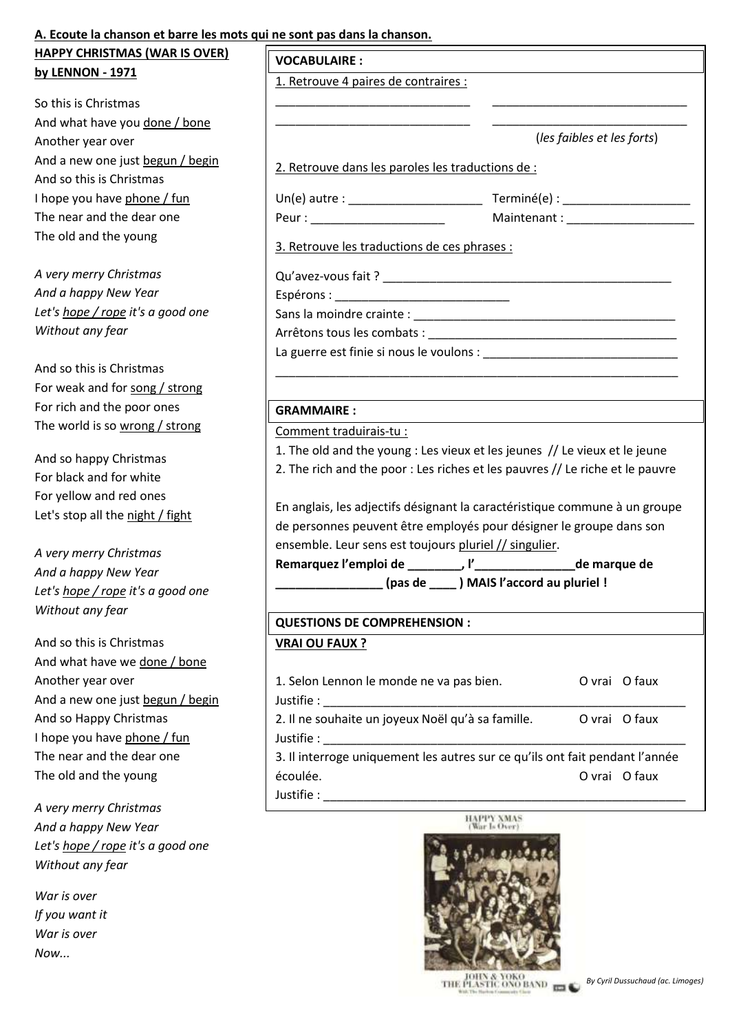**A. Ecoute la chanson et barre les mots qui ne sont pas dans la chanson.**

**HAPPY CHRISTMAS (WAR IS OVER)**
**by LENNON - 1971**

So this is Christmas
And what have you done / bone
Another year over
And a new one just begun / begin
And so this is Christmas
I hope you have phone / fun
The near and the dear one
The old and the young

*A very merry Christmas*
*And a happy New Year*
*Let's hope / rope it's a good one*
*Without any fear*

And so this is Christmas
For weak and for song / strong
For rich and the poor ones
The world is so wrong / strong

And so happy Christmas
For black and for white
For yellow and red ones
Let's stop all the night / fight

*A very merry Christmas*
*And a happy New Year*
*Let's hope / rope it's a good one*
*Without any fear*

And so this is Christmas
And what have we done / bone
Another year over
And a new one just begun / begin
And so Happy Christmas
I hope you have phone / fun
The near and the dear one
The old and the young

*A very merry Christmas*
*And a happy New Year*
*Let's hope / rope it's a good one*
*Without any fear*

*War is over*
*If you want it*
*War is over*
*Now...*

**VOCABULAIRE :**

1. Retrouve 4 paires de contraires :

______________________________ ______________________________
______________________________ ______________________________
(*les faibles et les forts*)

2. Retrouve dans les paroles les traductions de :

Un(e) autre : ____________________ Terminé(e) : ____________________
Peur : ____________________ Maintenant : ____________________

3. Retrouve les traductions de ces phrases :

Qu'avez-vous fait ? ____________________________________________
Espérons : __________________________
Sans la moindre crainte : ________________________________________
Arrêtons tous les combats : ______________________________________
La guerre est finie si nous le voulons : ______________________________
______________________________________________________________

**GRAMMAIRE :**

Comment traduirais-tu :

1. The old and the young : Les vieux et les jeunes // Le vieux et le jeune
2. The rich and the poor : Les riches et les pauvres // Le riche et le pauvre

En anglais, les adjectifs désignant la caractéristique commune à un groupe de personnes peuvent être employés pour désigner le groupe dans son ensemble. Leur sens est toujours pluriel // singulier.

**Remarquez l'emploi de ________, l'_______________de marque de ________________ (pas de ____ ) MAIS l'accord au pluriel !**

**QUESTIONS DE COMPREHENSION :**

**VRAI OU FAUX ?**

1. Selon Lennon le monde ne va pas bien. O vrai O faux
Justifie : ______________________________________________________
2. Il ne souhaite un joyeux Noël qu'à sa famille. O vrai O faux
Justifie : ______________________________________________________
3. Il interroge uniquement les autres sur ce qu'ils ont fait pendant l'année écoulée. O vrai O faux
Justifie : ______________________________________________________

HAPPY XMAS
(War Is Over)
JOHN & YOKO
THE PLASTIC ONO BAND

*By Cyril Dussuchaud (ac. Limoges)*